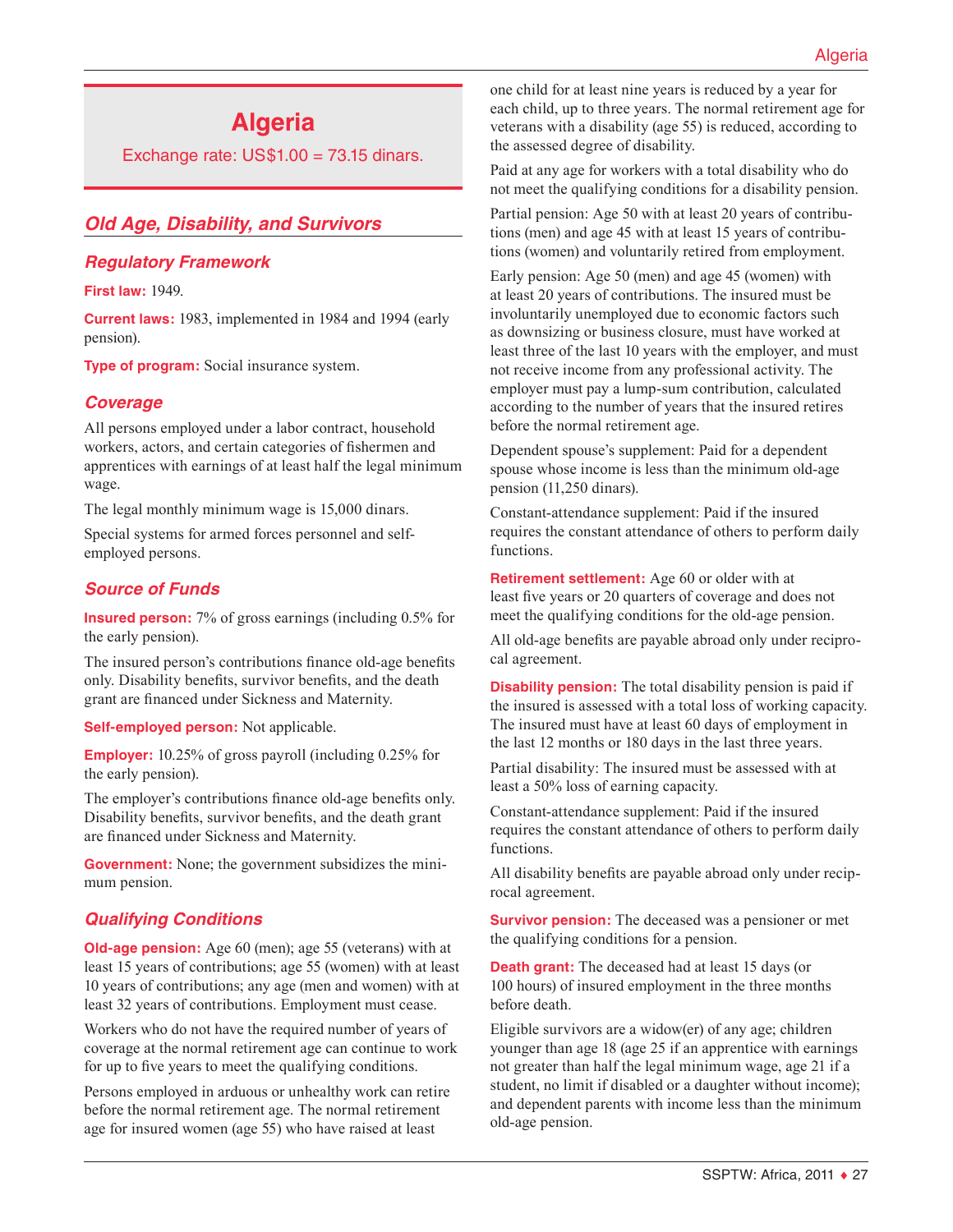# Algeria

Exchange rate: US$1.00 = 73.15 dinars.

## Old Age, Disability, and Survivors

### Regulatory Framework

**First law:** 1949.

**Current laws:** 1983, implemented in 1984 and 1994 (early pension).

**Type of program:** Social insurance system.

### Coverage

All persons employed under a labor contract, household workers, actors, and certain categories of fishermen and apprentices with earnings of at least half the legal minimum wage.

The legal monthly minimum wage is 15,000 dinars.

Special systems for armed forces personnel and self-employed persons.

### Source of Funds

**Insured person:** 7% of gross earnings (including 0.5% for the early pension).

The insured person's contributions finance old-age benefits only. Disability benefits, survivor benefits, and the death grant are financed under Sickness and Maternity.

**Self-employed person:** Not applicable.

**Employer:** 10.25% of gross payroll (including 0.25% for the early pension).

The employer's contributions finance old-age benefits only. Disability benefits, survivor benefits, and the death grant are financed under Sickness and Maternity.

**Government:** None; the government subsidizes the minimum pension.

### Qualifying Conditions

**Old-age pension:** Age 60 (men); age 55 (veterans) with at least 15 years of contributions; age 55 (women) with at least 10 years of contributions; any age (men and women) with at least 32 years of contributions. Employment must cease.

Workers who do not have the required number of years of coverage at the normal retirement age can continue to work for up to five years to meet the qualifying conditions.

Persons employed in arduous or unhealthy work can retire before the normal retirement age. The normal retirement age for insured women (age 55) who have raised at least one child for at least nine years is reduced by a year for each child, up to three years. The normal retirement age for veterans with a disability (age 55) is reduced, according to the assessed degree of disability.

Paid at any age for workers with a total disability who do not meet the qualifying conditions for a disability pension.

Partial pension: Age 50 with at least 20 years of contributions (men) and age 45 with at least 15 years of contributions (women) and voluntarily retired from employment.

Early pension: Age 50 (men) and age 45 (women) with at least 20 years of contributions. The insured must be involuntarily unemployed due to economic factors such as downsizing or business closure, must have worked at least three of the last 10 years with the employer, and must not receive income from any professional activity. The employer must pay a lump-sum contribution, calculated according to the number of years that the insured retires before the normal retirement age.

Dependent spouse's supplement: Paid for a dependent spouse whose income is less than the minimum old-age pension (11,250 dinars).

Constant-attendance supplement: Paid if the insured requires the constant attendance of others to perform daily functions.

**Retirement settlement:** Age 60 or older with at least five years or 20 quarters of coverage and does not meet the qualifying conditions for the old-age pension.

All old-age benefits are payable abroad only under reciprocal agreement.

**Disability pension:** The total disability pension is paid if the insured is assessed with a total loss of working capacity. The insured must have at least 60 days of employment in the last 12 months or 180 days in the last three years.

Partial disability: The insured must be assessed with at least a 50% loss of earning capacity.

Constant-attendance supplement: Paid if the insured requires the constant attendance of others to perform daily functions.

All disability benefits are payable abroad only under reciprocal agreement.

**Survivor pension:** The deceased was a pensioner or met the qualifying conditions for a pension.

**Death grant:** The deceased had at least 15 days (or 100 hours) of insured employment in the three months before death.

Eligible survivors are a widow(er) of any age; children younger than age 18 (age 25 if an apprentice with earnings not greater than half the legal minimum wage, age 21 if a student, no limit if disabled or a daughter without income); and dependent parents with income less than the minimum old-age pension.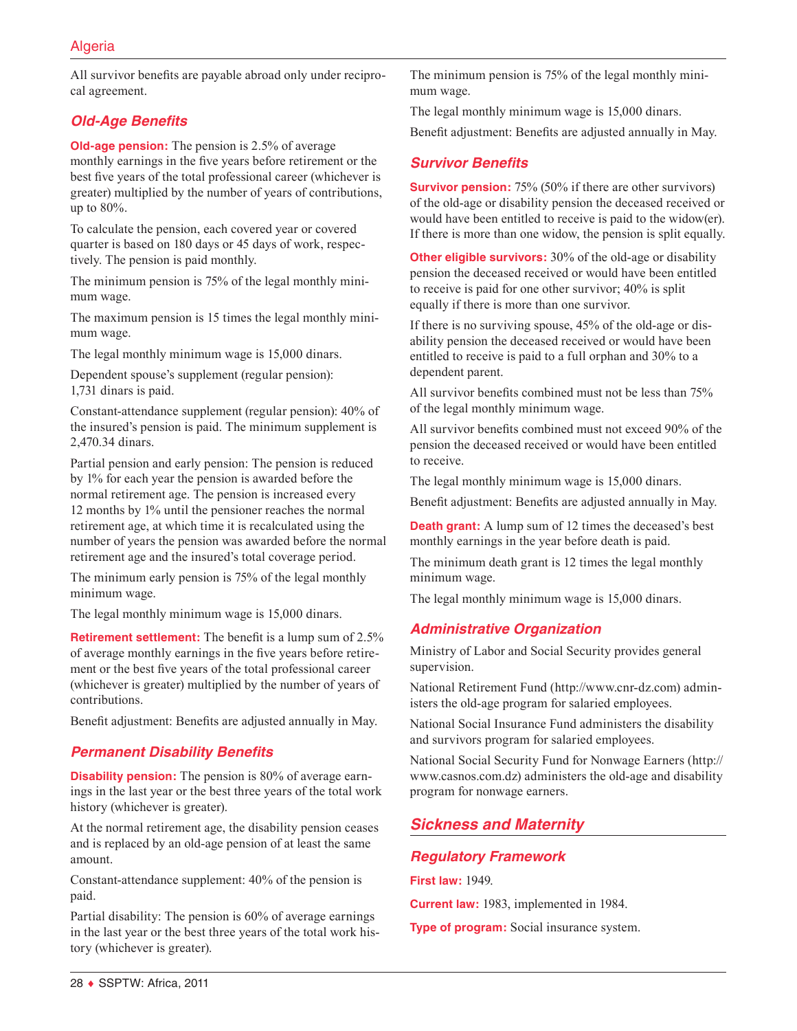All survivor benefits are payable abroad only under reciprocal agreement.

### Old-Age Benefits

**Old-age pension:** The pension is 2.5% of average monthly earnings in the five years before retirement or the best five years of the total professional career (whichever is greater) multiplied by the number of years of contributions, up to 80%.

To calculate the pension, each covered year or covered quarter is based on 180 days or 45 days of work, respectively. The pension is paid monthly.

The minimum pension is 75% of the legal monthly minimum wage.

The maximum pension is 15 times the legal monthly minimum wage.

The legal monthly minimum wage is 15,000 dinars.

Dependent spouse's supplement (regular pension): 1,731 dinars is paid.

Constant-attendance supplement (regular pension): 40% of the insured's pension is paid. The minimum supplement is 2,470.34 dinars.

Partial pension and early pension: The pension is reduced by 1% for each year the pension is awarded before the normal retirement age. The pension is increased every 12 months by 1% until the pensioner reaches the normal retirement age, at which time it is recalculated using the number of years the pension was awarded before the normal retirement age and the insured's total coverage period.

The minimum early pension is 75% of the legal monthly minimum wage.

The legal monthly minimum wage is 15,000 dinars.

**Retirement settlement:** The benefit is a lump sum of 2.5% of average monthly earnings in the five years before retirement or the best five years of the total professional career (whichever is greater) multiplied by the number of years of contributions.

Benefit adjustment: Benefits are adjusted annually in May.

### Permanent Disability Benefits

**Disability pension:** The pension is 80% of average earnings in the last year or the best three years of the total work history (whichever is greater).

At the normal retirement age, the disability pension ceases and is replaced by an old-age pension of at least the same amount.

Constant-attendance supplement: 40% of the pension is paid.

Partial disability: The pension is 60% of average earnings in the last year or the best three years of the total work history (whichever is greater).

The minimum pension is 75% of the legal monthly minimum wage.

The legal monthly minimum wage is 15,000 dinars.

Benefit adjustment: Benefits are adjusted annually in May.

### Survivor Benefits

**Survivor pension:** 75% (50% if there are other survivors) of the old-age or disability pension the deceased received or would have been entitled to receive is paid to the widow(er). If there is more than one widow, the pension is split equally.

**Other eligible survivors:** 30% of the old-age or disability pension the deceased received or would have been entitled to receive is paid for one other survivor; 40% is split equally if there is more than one survivor.

If there is no surviving spouse, 45% of the old-age or disability pension the deceased received or would have been entitled to receive is paid to a full orphan and 30% to a dependent parent.

All survivor benefits combined must not be less than 75% of the legal monthly minimum wage.

All survivor benefits combined must not exceed 90% of the pension the deceased received or would have been entitled to receive.

The legal monthly minimum wage is 15,000 dinars.

Benefit adjustment: Benefits are adjusted annually in May.

**Death grant:** A lump sum of 12 times the deceased's best monthly earnings in the year before death is paid.

The minimum death grant is 12 times the legal monthly minimum wage.

The legal monthly minimum wage is 15,000 dinars.

### Administrative Organization

Ministry of Labor and Social Security provides general supervision.

National Retirement Fund (http://www.cnr-dz.com) administers the old-age program for salaried employees.

National Social Insurance Fund administers the disability and survivors program for salaried employees.

National Social Security Fund for Nonwage Earners (http://www.casnos.com.dz) administers the old-age and disability program for nonwage earners.

## Sickness and Maternity

### Regulatory Framework

**First law:** 1949.

**Current law:** 1983, implemented in 1984.

**Type of program:** Social insurance system.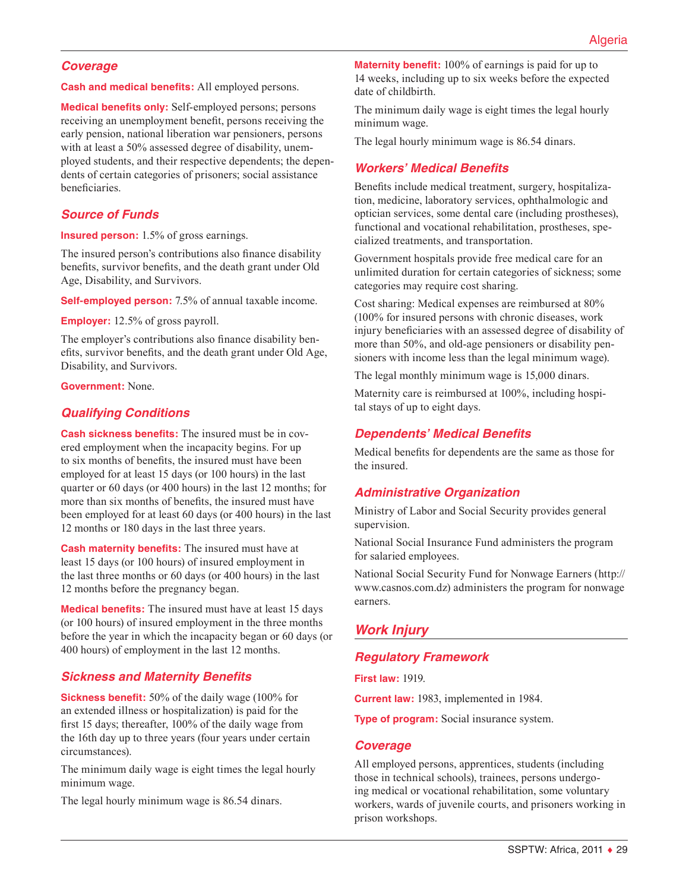### Coverage

**Cash and medical benefits:** All employed persons.

**Medical benefits only:** Self-employed persons; persons receiving an unemployment benefit, persons receiving the early pension, national liberation war pensioners, persons with at least a 50% assessed degree of disability, unemployed students, and their respective dependents; the dependents of certain categories of prisoners; social assistance beneficiaries.

### Source of Funds

**Insured person:** 1.5% of gross earnings.

The insured person's contributions also finance disability benefits, survivor benefits, and the death grant under Old Age, Disability, and Survivors.

**Self-employed person:** 7.5% of annual taxable income.

**Employer:** 12.5% of gross payroll.

The employer's contributions also finance disability benefits, survivor benefits, and the death grant under Old Age, Disability, and Survivors.

**Government:** None.

### Qualifying Conditions

**Cash sickness benefits:** The insured must be in covered employment when the incapacity begins. For up to six months of benefits, the insured must have been employed for at least 15 days (or 100 hours) in the last quarter or 60 days (or 400 hours) in the last 12 months; for more than six months of benefits, the insured must have been employed for at least 60 days (or 400 hours) in the last 12 months or 180 days in the last three years.

**Cash maternity benefits:** The insured must have at least 15 days (or 100 hours) of insured employment in the last three months or 60 days (or 400 hours) in the last 12 months before the pregnancy began.

**Medical benefits:** The insured must have at least 15 days (or 100 hours) of insured employment in the three months before the year in which the incapacity began or 60 days (or 400 hours) of employment in the last 12 months.

### Sickness and Maternity Benefits

**Sickness benefit:** 50% of the daily wage (100% for an extended illness or hospitalization) is paid for the first 15 days; thereafter, 100% of the daily wage from the 16th day up to three years (four years under certain circumstances).

The minimum daily wage is eight times the legal hourly minimum wage.

The legal hourly minimum wage is 86.54 dinars.

**Maternity benefit:** 100% of earnings is paid for up to 14 weeks, including up to six weeks before the expected date of childbirth.

The minimum daily wage is eight times the legal hourly minimum wage.

The legal hourly minimum wage is 86.54 dinars.

### Workers' Medical Benefits

Benefits include medical treatment, surgery, hospitalization, medicine, laboratory services, ophthalmologic and optician services, some dental care (including prostheses), functional and vocational rehabilitation, prostheses, specialized treatments, and transportation.

Government hospitals provide free medical care for an unlimited duration for certain categories of sickness; some categories may require cost sharing.

Cost sharing: Medical expenses are reimbursed at 80% (100% for insured persons with chronic diseases, work injury beneficiaries with an assessed degree of disability of more than 50%, and old-age pensioners or disability pensioners with income less than the legal minimum wage).

The legal monthly minimum wage is 15,000 dinars.

Maternity care is reimbursed at 100%, including hospital stays of up to eight days.

### Dependents' Medical Benefits

Medical benefits for dependents are the same as those for the insured.

### Administrative Organization

Ministry of Labor and Social Security provides general supervision.

National Social Insurance Fund administers the program for salaried employees.

National Social Security Fund for Nonwage Earners (http://www.casnos.com.dz) administers the program for nonwage earners.

## Work Injury

### Regulatory Framework

**First law:** 1919.

**Current law:** 1983, implemented in 1984.

**Type of program:** Social insurance system.

### Coverage

All employed persons, apprentices, students (including those in technical schools), trainees, persons undergoing medical or vocational rehabilitation, some voluntary workers, wards of juvenile courts, and prisoners working in prison workshops.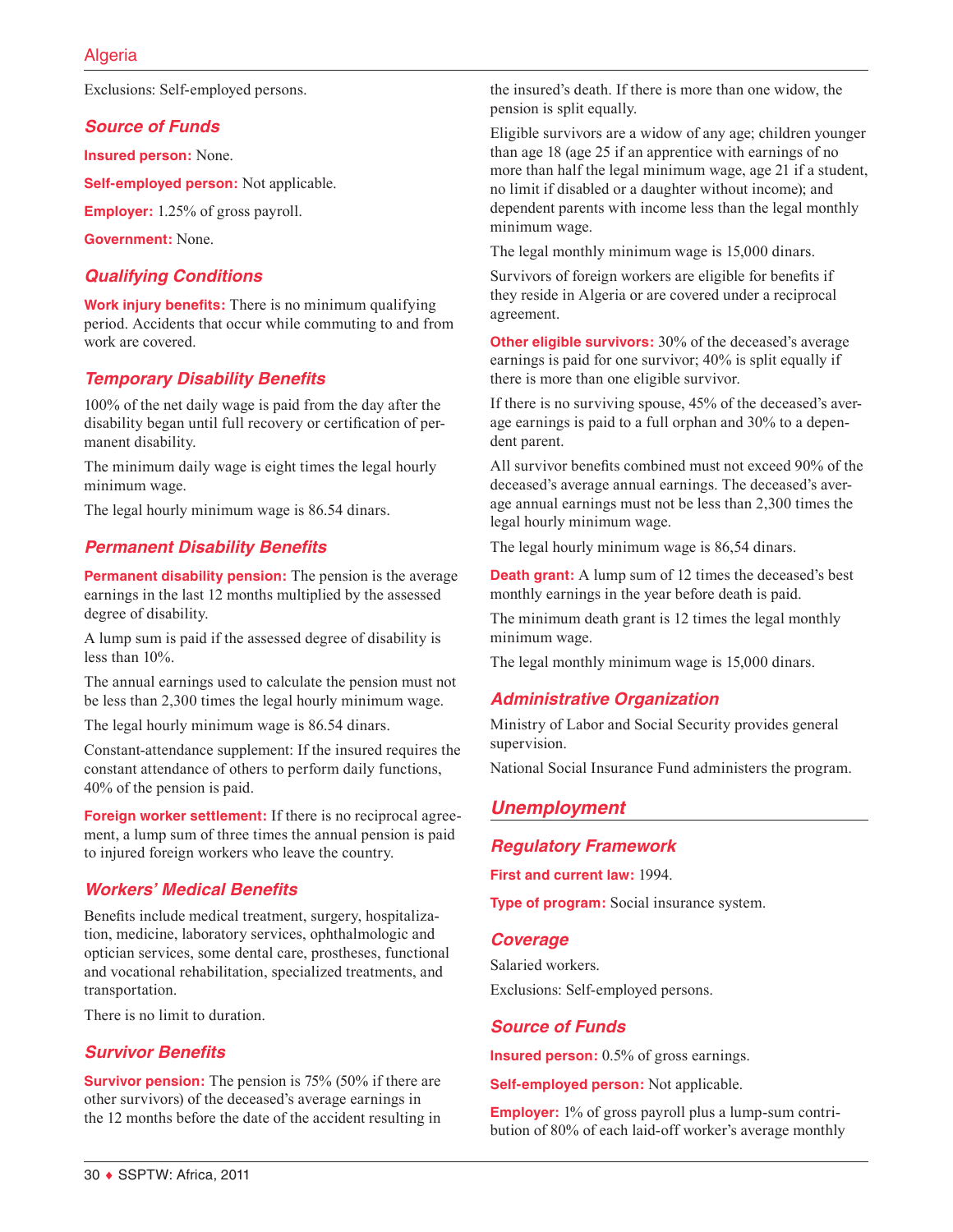Exclusions: Self-employed persons.

### Source of Funds

**Insured person:** None.

**Self-employed person:** Not applicable.

**Employer:** 1.25% of gross payroll.

**Government:** None.

### Qualifying Conditions

**Work injury benefits:** There is no minimum qualifying period. Accidents that occur while commuting to and from work are covered.

### Temporary Disability Benefits

100% of the net daily wage is paid from the day after the disability began until full recovery or certification of permanent disability.

The minimum daily wage is eight times the legal hourly minimum wage.

The legal hourly minimum wage is 86.54 dinars.

### Permanent Disability Benefits

**Permanent disability pension:** The pension is the average earnings in the last 12 months multiplied by the assessed degree of disability.

A lump sum is paid if the assessed degree of disability is less than 10%.

The annual earnings used to calculate the pension must not be less than 2,300 times the legal hourly minimum wage.

The legal hourly minimum wage is 86.54 dinars.

Constant-attendance supplement: If the insured requires the constant attendance of others to perform daily functions, 40% of the pension is paid.

**Foreign worker settlement:** If there is no reciprocal agreement, a lump sum of three times the annual pension is paid to injured foreign workers who leave the country.

### Workers' Medical Benefits

Benefits include medical treatment, surgery, hospitalization, medicine, laboratory services, ophthalmologic and optician services, some dental care, prostheses, functional and vocational rehabilitation, specialized treatments, and transportation.

There is no limit to duration.

### Survivor Benefits

**Survivor pension:** The pension is 75% (50% if there are other survivors) of the deceased's average earnings in the 12 months before the date of the accident resulting in the insured's death. If there is more than one widow, the pension is split equally.

Eligible survivors are a widow of any age; children younger than age 18 (age 25 if an apprentice with earnings of no more than half the legal minimum wage, age 21 if a student, no limit if disabled or a daughter without income); and dependent parents with income less than the legal monthly minimum wage.

The legal monthly minimum wage is 15,000 dinars.

Survivors of foreign workers are eligible for benefits if they reside in Algeria or are covered under a reciprocal agreement.

**Other eligible survivors:** 30% of the deceased's average earnings is paid for one survivor; 40% is split equally if there is more than one eligible survivor.

If there is no surviving spouse, 45% of the deceased's average earnings is paid to a full orphan and 30% to a dependent parent.

All survivor benefits combined must not exceed 90% of the deceased's average annual earnings. The deceased's average annual earnings must not be less than 2,300 times the legal hourly minimum wage.

The legal hourly minimum wage is 86,54 dinars.

**Death grant:** A lump sum of 12 times the deceased's best monthly earnings in the year before death is paid.

The minimum death grant is 12 times the legal monthly minimum wage.

The legal monthly minimum wage is 15,000 dinars.

### Administrative Organization

Ministry of Labor and Social Security provides general supervision.

National Social Insurance Fund administers the program.

## Unemployment

### Regulatory Framework

**First and current law:** 1994.

**Type of program:** Social insurance system.

### Coverage

Salaried workers.

Exclusions: Self-employed persons.

### Source of Funds

**Insured person:** 0.5% of gross earnings.

**Self-employed person:** Not applicable.

**Employer:** 1% of gross payroll plus a lump-sum contribution of 80% of each laid-off worker's average monthly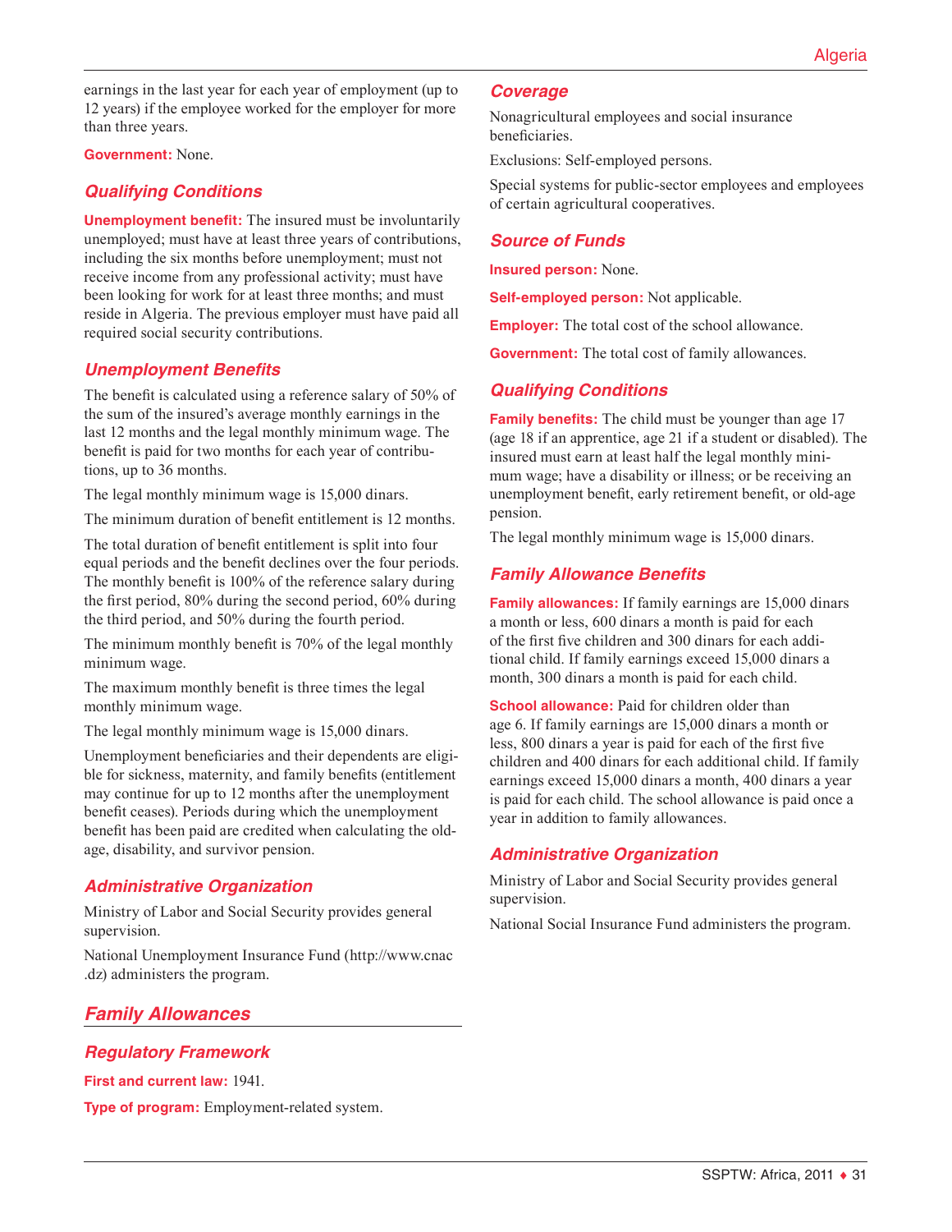earnings in the last year for each year of employment (up to 12 years) if the employee worked for the employer for more than three years.

**Government:** None.

### Qualifying Conditions

**Unemployment benefit:** The insured must be involuntarily unemployed; must have at least three years of contributions, including the six months before unemployment; must not receive income from any professional activity; must have been looking for work for at least three months; and must reside in Algeria. The previous employer must have paid all required social security contributions.

### Unemployment Benefits

The benefit is calculated using a reference salary of 50% of the sum of the insured's average monthly earnings in the last 12 months and the legal monthly minimum wage. The benefit is paid for two months for each year of contributions, up to 36 months.

The legal monthly minimum wage is 15,000 dinars.

The minimum duration of benefit entitlement is 12 months.

The total duration of benefit entitlement is split into four equal periods and the benefit declines over the four periods. The monthly benefit is 100% of the reference salary during the first period, 80% during the second period, 60% during the third period, and 50% during the fourth period.

The minimum monthly benefit is 70% of the legal monthly minimum wage.

The maximum monthly benefit is three times the legal monthly minimum wage.

The legal monthly minimum wage is 15,000 dinars.

Unemployment beneficiaries and their dependents are eligible for sickness, maternity, and family benefits (entitlement may continue for up to 12 months after the unemployment benefit ceases). Periods during which the unemployment benefit has been paid are credited when calculating the old-age, disability, and survivor pension.

### Administrative Organization

Ministry of Labor and Social Security provides general supervision.

National Unemployment Insurance Fund (http://www.cnac.dz) administers the program.

## Family Allowances

### Regulatory Framework

**First and current law:** 1941.

**Type of program:** Employment-related system.

### Coverage

Nonagricultural employees and social insurance beneficiaries.

Exclusions: Self-employed persons.

Special systems for public-sector employees and employees of certain agricultural cooperatives.

### Source of Funds

**Insured person:** None.

**Self-employed person:** Not applicable.

**Employer:** The total cost of the school allowance.

**Government:** The total cost of family allowances.

### Qualifying Conditions

**Family benefits:** The child must be younger than age 17 (age 18 if an apprentice, age 21 if a student or disabled). The insured must earn at least half the legal monthly minimum wage; have a disability or illness; or be receiving an unemployment benefit, early retirement benefit, or old-age pension.

The legal monthly minimum wage is 15,000 dinars.

### Family Allowance Benefits

**Family allowances:** If family earnings are 15,000 dinars a month or less, 600 dinars a month is paid for each of the first five children and 300 dinars for each additional child. If family earnings exceed 15,000 dinars a month, 300 dinars a month is paid for each child.

**School allowance:** Paid for children older than age 6. If family earnings are 15,000 dinars a month or less, 800 dinars a year is paid for each of the first five children and 400 dinars for each additional child. If family earnings exceed 15,000 dinars a month, 400 dinars a year is paid for each child. The school allowance is paid once a year in addition to family allowances.

### Administrative Organization

Ministry of Labor and Social Security provides general supervision.

National Social Insurance Fund administers the program.